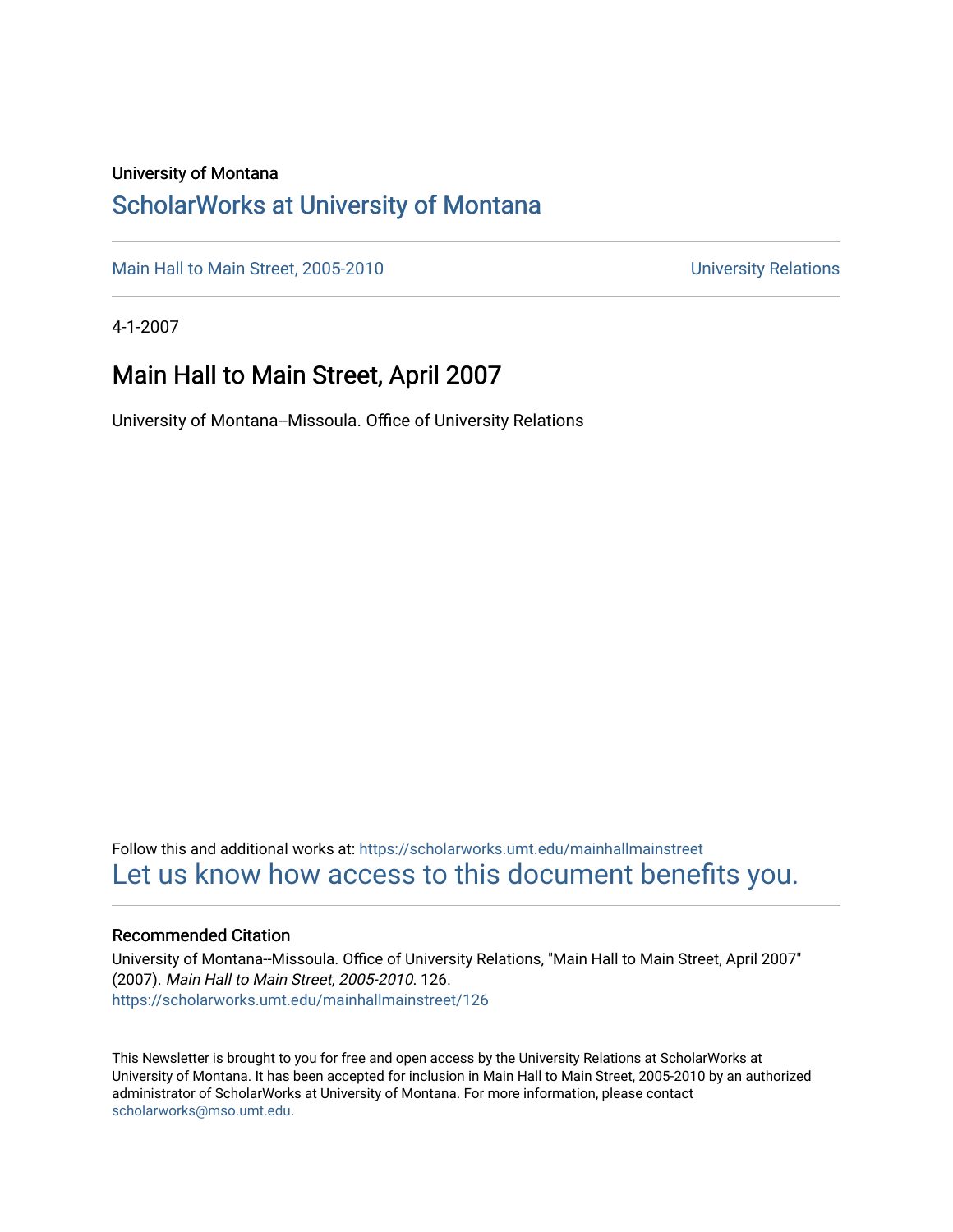University of Montana

# ScholarWorks at University of Montana

Main Hall to Main Street, 2005-2010 — University Relations

4-1-2007

## Main Hall to Main Street, April 2007

University of Montana--Missoula. Office of University Relations

Follow this and additional works at: https://scholarworks.umt.edu/mainhallmainstreet

Let us know how access to this document benefits you.

### Recommended Citation

University of Montana--Missoula. Office of University Relations, "Main Hall to Main Street, April 2007" (2007). *Main Hall to Main Street, 2005-2010*. 126.
https://scholarworks.umt.edu/mainhallmainstreet/126

This Newsletter is brought to you for free and open access by the University Relations at ScholarWorks at University of Montana. It has been accepted for inclusion in Main Hall to Main Street, 2005-2010 by an authorized administrator of ScholarWorks at University of Montana. For more information, please contact scholarworks@mso.umt.edu.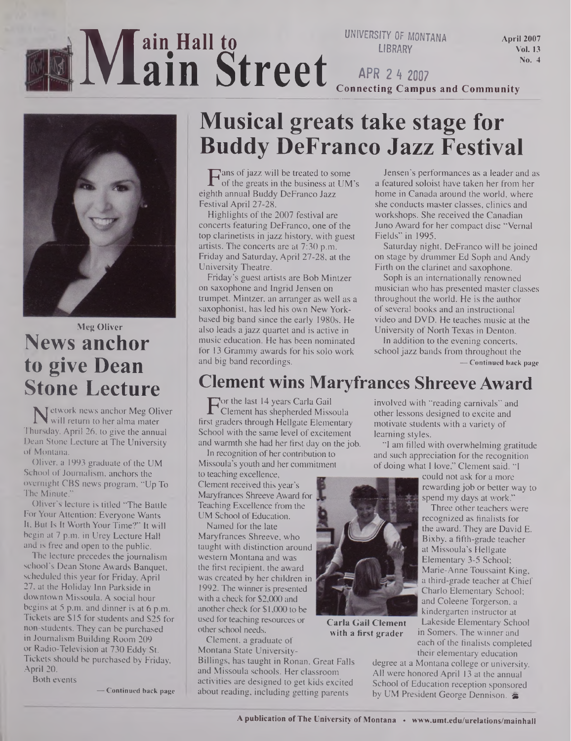# Main Hall to Main Street

UNIVERSITY OF MONTANA LIBRARY

APR 24 2007

April 2007
Vol. 13
No. 4

**Connecting Campus and Community**

## Musical greats take stage for Buddy DeFranco Jazz Festival

Fans of jazz will be treated to some of the greats in the business at UM's eighth annual Buddy DeFranco Jazz Festival April 27-28.

Highlights of the 2007 festival are concerts featuring DeFranco, one of the top clarinetists in jazz history, with guest artists. The concerts are at 7:30 p.m. Friday and Saturday, April 27-28, at the University Theatre.

Friday's guest artists are Bob Mintzer on saxophone and Ingrid Jensen on trumpet. Mintzer, an arranger as well as a saxophonist, has led his own New York-based big band since the early 1980s. He also leads a jazz quartet and is active in music education. He has been nominated for 13 Grammy awards for his solo work and big band recordings.

Jensen's performances as a leader and as a featured soloist have taken her from her home in Canada around the world, where she conducts master classes, clinics and workshops. She received the Canadian Juno Award for her compact disc "Vernal Fields" in 1995.

Saturday night, DeFranco will be joined on stage by drummer Ed Soph and Andy Firth on the clarinet and saxophone.

Soph is an internationally renowned musician who has presented master classes throughout the world. He is the author of several books and an instructional video and DVD. He teaches music at the University of North Texas in Denton.

In addition to the evening concerts, school jazz bands from throughout the

— Continued back page

Meg Oliver

## News anchor to give Dean Stone Lecture

Network news anchor Meg Oliver will return to her alma mater Thursday, April 26, to give the annual Dean Stone Lecture at The University of Montana.

Oliver, a 1993 graduate of the UM School of Journalism, anchors the overnight CBS news program, "Up To The Minute."

Oliver's lecture is titled "The Battle For Your Attention: Everyone Wants It, But Is It Worth Your Time?" It will begin at 7 p.m. in Urey Lecture Hall and is free and open to the public.

The lecture precedes the journalism school's Dean Stone Awards Banquet, scheduled this year for Friday, April 27, at the Holiday Inn Parkside in downtown Missoula. A social hour begins at 5 p.m. and dinner is at 6 p.m. Tickets are $15 for students and $25 for non-students. They can be purchased in Journalism Building Room 209 or Radio-Television at 730 Eddy St. Tickets should be purchased by Friday, April 20.

Both events

— Continued back page

## Clement wins Maryfrances Shreeve Award

For the last 14 years Carla Gail Clement has shepherded Missoula first graders through Hellgate Elementary School with the same level of excitement and warmth she had her first day on the job.

In recognition of her contribution to Missoula's youth and her commitment to teaching excellence, Clement received this year's Maryfrances Shreeve Award for Teaching Excellence from the UM School of Education.

Named for the late Maryfrances Shreeve, who taught with distinction around western Montana and was the first recipient, the award was created by her children in 1992. The winner is presented with a check for $2,000 and another check for $1,000 to be used for teaching resources or other school needs.

Clement, a graduate of Montana State University-Billings, has taught in Ronan, Great Falls and Missoula schools. Her classroom activities are designed to get kids excited about reading, including getting parents involved with "reading carnivals" and other lessons designed to excite and motivate students with a variety of learning styles.

"I am filled with overwhelming gratitude and such appreciation for the recognition of doing what I love," Clement said. "I could not ask for a more rewarding job or better way to spend my days at work."

Three other teachers were recognized as finalists for the award. They are David E. Bixby, a fifth-grade teacher at Missoula's Hellgate Elementary 3-5 School; Marie-Anne Toussaint King, a third-grade teacher at Chief Charlo Elementary School; and Coleene Torgerson, a kindergarten instructor at Lakeside Elementary School in Somers. The winner and each of the finalists completed their elementary education degree at a Montana college or university. All were honored April 13 at the annual School of Education reception sponsored by UM President George Dennison.

**Carla Gail Clement with a first grader**

A publication of The University of Montana • www.umt.edu/urelations/mainhall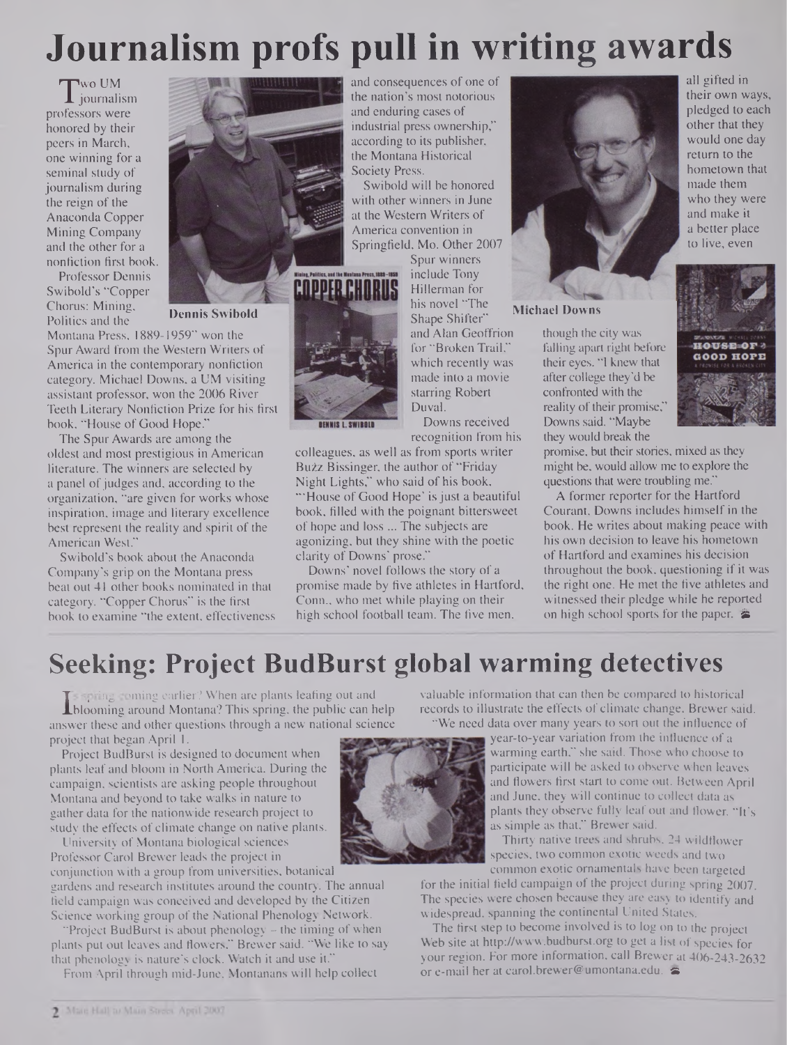# Journalism profs pull in writing awards

Two UM journalism professors were honored by their peers in March, one winning for a seminal study of journalism during the reign of the Anaconda Copper Mining Company and the other for a nonfiction first book.

Professor Dennis Swibold's "Copper Chorus: Mining, Politics and the Montana Press, 1889-1959" won the Spur Award from the Western Writers of America in the contemporary nonfiction category. Michael Downs, a UM visiting assistant professor, won the 2006 River Teeth Literary Nonfiction Prize for his first book, "House of Good Hope."

Dennis Swibold

The Spur Awards are among the oldest and most prestigious in American literature. The winners are selected by a panel of judges and, according to the organization, "are given for works whose inspiration, image and literary excellence best represent the reality and spirit of the American West."

Swibold's book about the Anaconda Company's grip on the Montana press beat out 41 other books nominated in that category. "Copper Chorus" is the first book to examine "the extent, effectiveness and consequences of one of the nation's most notorious and enduring cases of industrial press ownership," according to its publisher, the Montana Historical Society Press.

Swibold will be honored with other winners in June at the Western Writers of America convention in Springfield, Mo. Other 2007 Spur winners include Tony Hillerman for his novel "The Shape Shifter" and Alan Geoffrion for "Broken Trail," which recently was made into a movie starring Robert Duval.

Downs received recognition from his colleagues, as well as from sports writer Buzz Bissinger, the author of "Friday Night Lights," who said of his book, "'House of Good Hope' is just a beautiful book, filled with the poignant bittersweet of hope and loss ... The subjects are agonizing, but they shine with the poetic clarity of Downs' prose."

Downs' novel follows the story of a promise made by five athletes in Hartford, Conn., who met while playing on their high school football team. The five men, all gifted in their own ways, pledged to each other that they would one day return to the hometown that made them who they were and make it a better place to live, even though the city was falling apart right before their eyes. "I knew that after college they'd be confronted with the reality of their promise," Downs said. "Maybe they would break the promise, but their stories, mixed as they might be, would allow me to explore the questions that were troubling me."

Michael Downs

A former reporter for the Hartford Courant, Downs includes himself in the book. He writes about making peace with his own decision to leave his hometown of Hartford and examines his decision throughout the book, questioning if it was the right one. He met the five athletes and witnessed their pledge while he reported on high school sports for the paper.

# Seeking: Project BudBurst global warming detectives

Is spring coming earlier? When are plants leafing out and blooming around Montana? This spring, the public can help answer these and other questions through a new national science project that began April 1.

Project BudBurst is designed to document when plants leaf and bloom in North America. During the campaign, scientists are asking people throughout Montana and beyond to take walks in nature to gather data for the nationwide research project to study the effects of climate change on native plants.

University of Montana biological sciences Professor Carol Brewer leads the project in conjunction with a group from universities, botanical gardens and research institutes around the country. The annual field campaign was conceived and developed by the Citizen Science working group of the National Phenology Network.

"Project BudBurst is about phenology – the timing of when plants put out leaves and flowers," Brewer said. "We like to say that phenology is nature's clock. Watch it and use it."

From April through mid-June, Montanans will help collect valuable information that can then be compared to historical records to illustrate the effects of climate change, Brewer said.

"We need data over many years to sort out the influence of year-to-year variation from the influence of a warming earth," she said. Those who choose to participate will be asked to observe when leaves and flowers first start to come out. Between April and June, they will continue to collect data as plants they observe fully leaf out and flower. "It's as simple as that," Brewer said.

Thirty native trees and shrubs, 24 wildflower species, two common exotic weeds and two common exotic ornamentals have been targeted for the initial field campaign of the project during spring 2007. The species were chosen because they are easy to identify and widespread, spanning the continental United States.

The first step to become involved is to log on to the project Web site at http://www.budburst.org to get a list of species for your region. For more information, call Brewer at 406-243-2632 or e-mail her at carol.brewer@umontana.edu.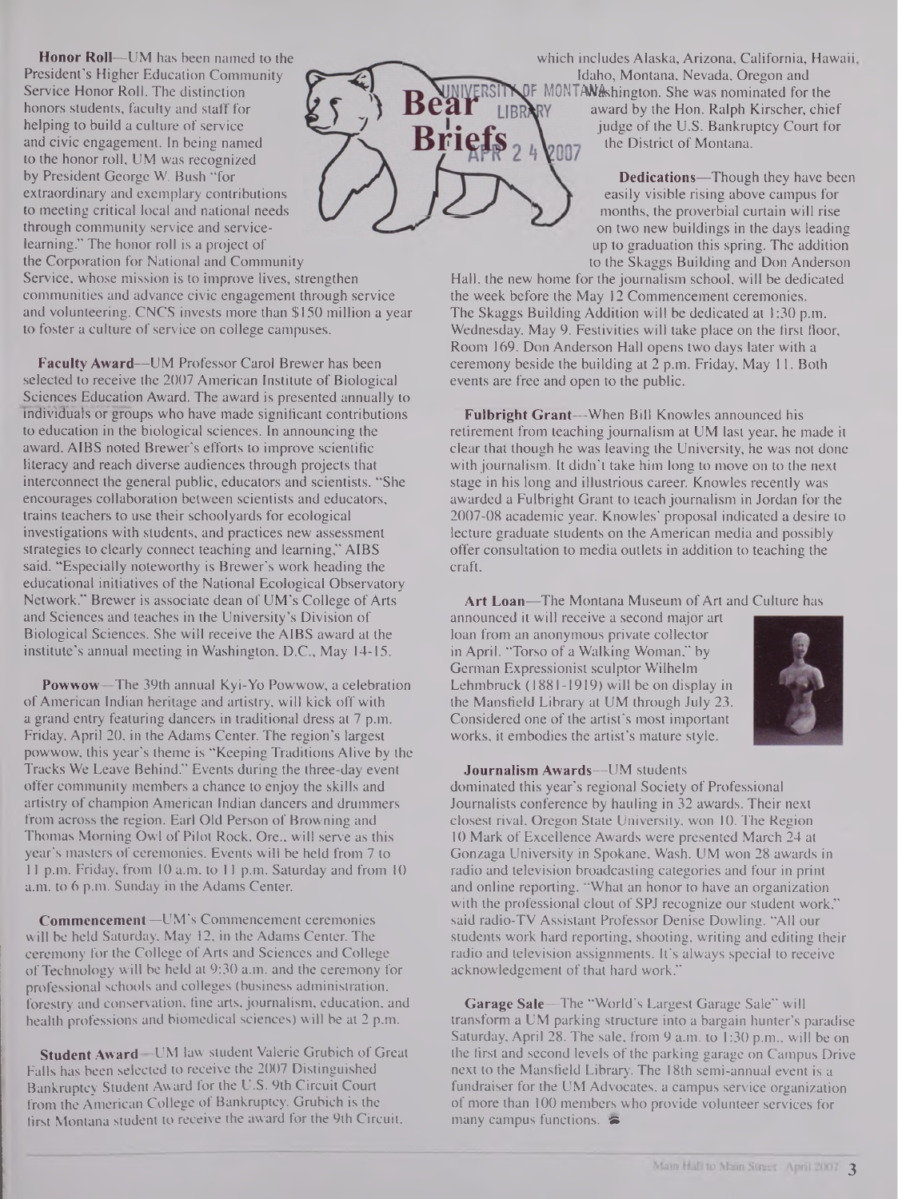# Bear Briefs

**Honor Roll**—UM has been named to the President's Higher Education Community Service Honor Roll. The distinction honors students, faculty and staff for helping to build a culture of service and civic engagement. In being named to the honor roll, UM was recognized by President George W. Bush "for extraordinary and exemplary contributions to meeting critical local and national needs through community service and service-learning." The honor roll is a project of the Corporation for National and Community Service, whose mission is to improve lives, strengthen communities and advance civic engagement through service and volunteering. CNCS invests more than $150 million a year to foster a culture of service on college campuses.

**Faculty Award**—UM Professor Carol Brewer has been selected to receive the 2007 American Institute of Biological Sciences Education Award. The award is presented annually to individuals or groups who have made significant contributions to education in the biological sciences. In announcing the award, AIBS noted Brewer's efforts to improve scientific literacy and reach diverse audiences through projects that interconnect the general public, educators and scientists. "She encourages collaboration between scientists and educators, trains teachers to use their schoolyards for ecological investigations with students, and practices new assessment strategies to clearly connect teaching and learning," AIBS said. "Especially noteworthy is Brewer's work heading the educational initiatives of the National Ecological Observatory Network." Brewer is associate dean of UM's College of Arts and Sciences and teaches in the University's Division of Biological Sciences. She will receive the AIBS award at the institute's annual meeting in Washington, D.C., May 14-15.

**Powwow**—The 39th annual Kyi-Yo Powwow, a celebration of American Indian heritage and artistry, will kick off with a grand entry featuring dancers in traditional dress at 7 p.m. Friday, April 20, in the Adams Center. The region's largest powwow, this year's theme is "Keeping Traditions Alive by the Tracks We Leave Behind." Events during the three-day event offer community members a chance to enjoy the skills and artistry of champion American Indian dancers and drummers from across the region. Earl Old Person of Browning and Thomas Morning Owl of Pilot Rock, Ore., will serve as this year's masters of ceremonies. Events will be held from 7 to 11 p.m. Friday, from 10 a.m. to 11 p.m. Saturday and from 10 a.m. to 6 p.m. Sunday in the Adams Center.

**Commencement**—UM's Commencement ceremonies will be held Saturday, May 12, in the Adams Center. The ceremony for the College of Arts and Sciences and College of Technology will be held at 9:30 a.m. and the ceremony for professional schools and colleges (business administration, forestry and conservation, fine arts, journalism, education, and health professions and biomedical sciences) will be at 2 p.m.

**Student Award**—UM law student Valerie Grubich of Great Falls has been selected to receive the 2007 Distinguished Bankruptcy Student Award for the U.S. 9th Circuit Court from the American College of Bankruptcy. Grubich is the first Montana student to receive the award for the 9th Circuit, which includes Alaska, Arizona, California, Hawaii, Idaho, Montana, Nevada, Oregon and Washington. She was nominated for the award by the Hon. Ralph Kirscher, chief judge of the U.S. Bankruptcy Court for the District of Montana.

**Dedications**—Though they have been easily visible rising above campus for months, the proverbial curtain will rise on two new buildings in the days leading up to graduation this spring. The addition to the Skaggs Building and Don Anderson Hall, the new home for the journalism school, will be dedicated the week before the May 12 Commencement ceremonies. The Skaggs Building Addition will be dedicated at 1:30 p.m. Wednesday, May 9. Festivities will take place on the first floor, Room 169. Don Anderson Hall opens two days later with a ceremony beside the building at 2 p.m. Friday, May 11. Both events are free and open to the public.

**Fulbright Grant**—When Bill Knowles announced his retirement from teaching journalism at UM last year, he made it clear that though he was leaving the University, he was not done with journalism. It didn't take him long to move on to the next stage in his long and illustrious career. Knowles recently was awarded a Fulbright Grant to teach journalism in Jordan for the 2007-08 academic year. Knowles' proposal indicated a desire to lecture graduate students on the American media and possibly offer consultation to media outlets in addition to teaching the craft.

**Art Loan**—The Montana Museum of Art and Culture has announced it will receive a second major art loan from an anonymous private collector in April. "Torso of a Walking Woman," by German Expressionist sculptor Wilhelm Lehmbruck (1881-1919) will be on display in the Mansfield Library at UM through July 23. Considered one of the artist's most important works, it embodies the artist's mature style.

**Journalism Awards**—UM students dominated this year's regional Society of Professional Journalists conference by hauling in 32 awards. Their next closest rival, Oregon State University, won 10. The Region 10 Mark of Excellence Awards were presented March 24 at Gonzaga University in Spokane, Wash. UM won 28 awards in radio and television broadcasting categories and four in print and online reporting. "What an honor to have an organization with the professional clout of SPJ recognize our student work," said radio-TV Assistant Professor Denise Dowling. "All our students work hard reporting, shooting, writing and editing their radio and television assignments. It's always special to receive acknowledgement of that hard work."

**Garage Sale**—The "World's Largest Garage Sale" will transform a UM parking structure into a bargain hunter's paradise Saturday, April 28. The sale, from 9 a.m. to 1:30 p.m., will be on the first and second levels of the parking garage on Campus Drive next to the Mansfield Library. The 18th semi-annual event is a fundraiser for the UM Advocates, a campus service organization of more than 100 members who provide volunteer services for many campus functions.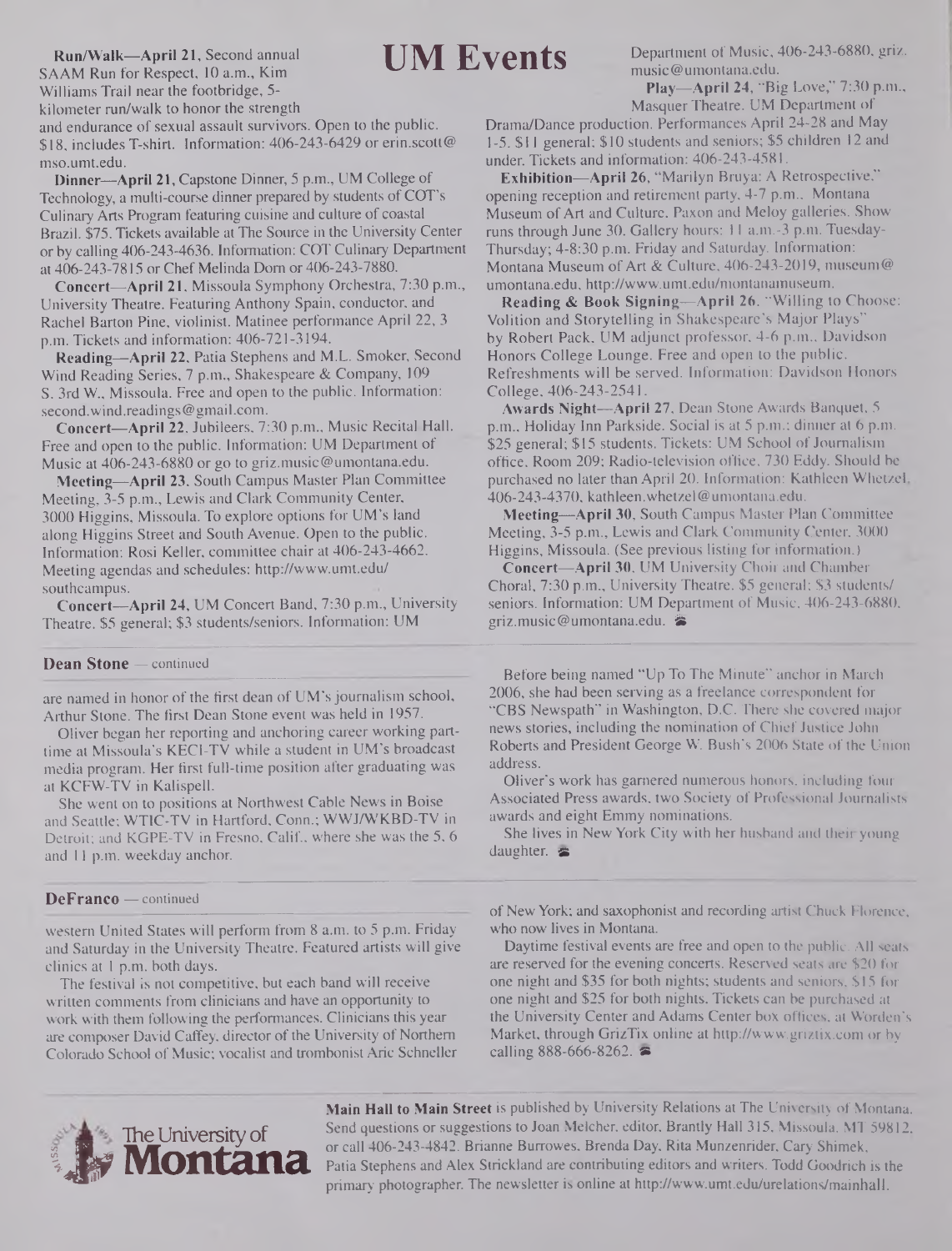# UM Events

**Run/Walk—April 21**, Second annual SAAM Run for Respect, 10 a.m., Kim Williams Trail near the footbridge, 5-kilometer run/walk to honor the strength and endurance of sexual assault survivors. Open to the public. $18, includes T-shirt. Information: 406-243-6429 or erin.scott@mso.umt.edu.

**Dinner—April 21**, Capstone Dinner, 5 p.m., UM College of Technology, a multi-course dinner prepared by students of COT's Culinary Arts Program featuring cuisine and culture of coastal Brazil. $75. Tickets available at The Source in the University Center or by calling 406-243-4636. Information: COT Culinary Department at 406-243-7815 or Chef Melinda Dorn or 406-243-7880.

**Concert—April 21**, Missoula Symphony Orchestra, 7:30 p.m., University Theatre. Featuring Anthony Spain, conductor, and Rachel Barton Pine, violinist. Matinee performance April 22, 3 p.m. Tickets and information: 406-721-3194.

**Reading—April 22**, Patia Stephens and M.L. Smoker, Second Wind Reading Series, 7 p.m., Shakespeare & Company, 109 S. 3rd W., Missoula. Free and open to the public. Information: second.wind.readings@gmail.com.

**Concert—April 22**, Jubileers, 7:30 p.m., Music Recital Hall. Free and open to the public. Information: UM Department of Music at 406-243-6880 or go to griz.music@umontana.edu.

**Meeting—April 23**, South Campus Master Plan Committee Meeting, 3-5 p.m., Lewis and Clark Community Center, 3000 Higgins, Missoula. To explore options for UM's land along Higgins Street and South Avenue. Open to the public. Information: Rosi Keller, committee chair at 406-243-4662. Meeting agendas and schedules: http://www.umt.edu/southcampus.

**Concert—April 24**, UM Concert Band, 7:30 p.m., University Theatre. $5 general; $3 students/seniors. Information: UM Department of Music, 406-243-6880, griz.music@umontana.edu.

**Play—April 24**, "Big Love," 7:30 p.m., Masquer Theatre. UM Department of Drama/Dance production. Performances April 24-28 and May 1-5. $11 general; $10 students and seniors; $5 children 12 and under. Tickets and information: 406-243-4581.

**Exhibition—April 26**, "Marilyn Bruya: A Retrospective," opening reception and retirement party, 4-7 p.m., Montana Museum of Art and Culture, Paxon and Meloy galleries. Show runs through June 30. Gallery hours: 11 a.m.-3 p.m. Tuesday-Thursday; 4-8:30 p.m. Friday and Saturday. Information: Montana Museum of Art & Culture, 406-243-2019, museum@umontana.edu, http://www.umt.edu/montanamuseum.

**Reading & Book Signing—April 26**, "Willing to Choose: Volition and Storytelling in Shakespeare's Major Plays" by Robert Pack, UM adjunct professor, 4-6 p.m., Davidson Honors College Lounge. Free and open to the public. Refreshments will be served. Information: Davidson Honors College, 406-243-2541.

**Awards Night—April 27**, Dean Stone Awards Banquet, 5 p.m., Holiday Inn Parkside. Social is at 5 p.m.; dinner at 6 p.m. $25 general; $15 students. Tickets: UM School of Journalism office, Room 209; Radio-television office, 730 Eddy. Should be purchased no later than April 20. Information: Kathleen Whetzel, 406-243-4370, kathleen.whetzel@umontana.edu.

**Meeting—April 30**, South Campus Master Plan Committee Meeting, 3-5 p.m., Lewis and Clark Community Center, 3000 Higgins, Missoula. (See previous listing for information.)

**Concert—April 30**, UM University Choir and Chamber Choral, 7:30 p.m., University Theatre. $5 general; $3 students/seniors. Information: UM Department of Music, 406-243-6880, griz.music@umontana.edu.

---

**Dean Stone** — continued

are named in honor of the first dean of UM's journalism school, Arthur Stone. The first Dean Stone event was held in 1957.

Oliver began her reporting and anchoring career working part-time at Missoula's KECI-TV while a student in UM's broadcast media program. Her first full-time position after graduating was at KCFW-TV in Kalispell.

She went on to positions at Northwest Cable News in Boise and Seattle; WTIC-TV in Hartford, Conn.; WWJ/WKBD-TV in Detroit; and KGPE-TV in Fresno, Calif., where she was the 5, 6 and 11 p.m. weekday anchor.

Before being named "Up To The Minute" anchor in March 2006, she had been serving as a freelance correspondent for "CBS Newspath" in Washington, D.C. There she covered major news stories, including the nomination of Chief Justice John Roberts and President George W. Bush's 2006 State of the Union address.

Oliver's work has garnered numerous honors, including four Associated Press awards, two Society of Professional Journalists awards and eight Emmy nominations.

She lives in New York City with her husband and their young daughter.

---

**DeFranco** — continued

western United States will perform from 8 a.m. to 5 p.m. Friday and Saturday in the University Theatre. Featured artists will give clinics at 1 p.m. both days.

The festival is not competitive, but each band will receive written comments from clinicians and have an opportunity to work with them following the performances. Clinicians this year are composer David Caffey, director of the University of Northern Colorado School of Music; vocalist and trombonist Aric Schneller of New York; and saxophonist and recording artist Chuck Florence, who now lives in Montana.

Daytime festival events are free and open to the public. All seats are reserved for the evening concerts. Reserved seats are $20 for one night and $35 for both nights; students and seniors, $15 for one night and $25 for both nights. Tickets can be purchased at the University Center and Adams Center box offices, at Worden's Market, through GrizTix online at http://www.griztix.com or by calling 888-666-8262.

---

The University of Montana

**Main Hall to Main Street** is published by University Relations at The University of Montana. Send questions or suggestions to Joan Melcher, editor, Brantly Hall 315, Missoula, MT 59812, or call 406-243-4842. Brianne Burrowes, Brenda Day, Rita Munzenrider, Cary Shimek, Patia Stephens and Alex Strickland are contributing editors and writers. Todd Goodrich is the primary photographer. The newsletter is online at http://www.umt.edu/urelations/mainhall.